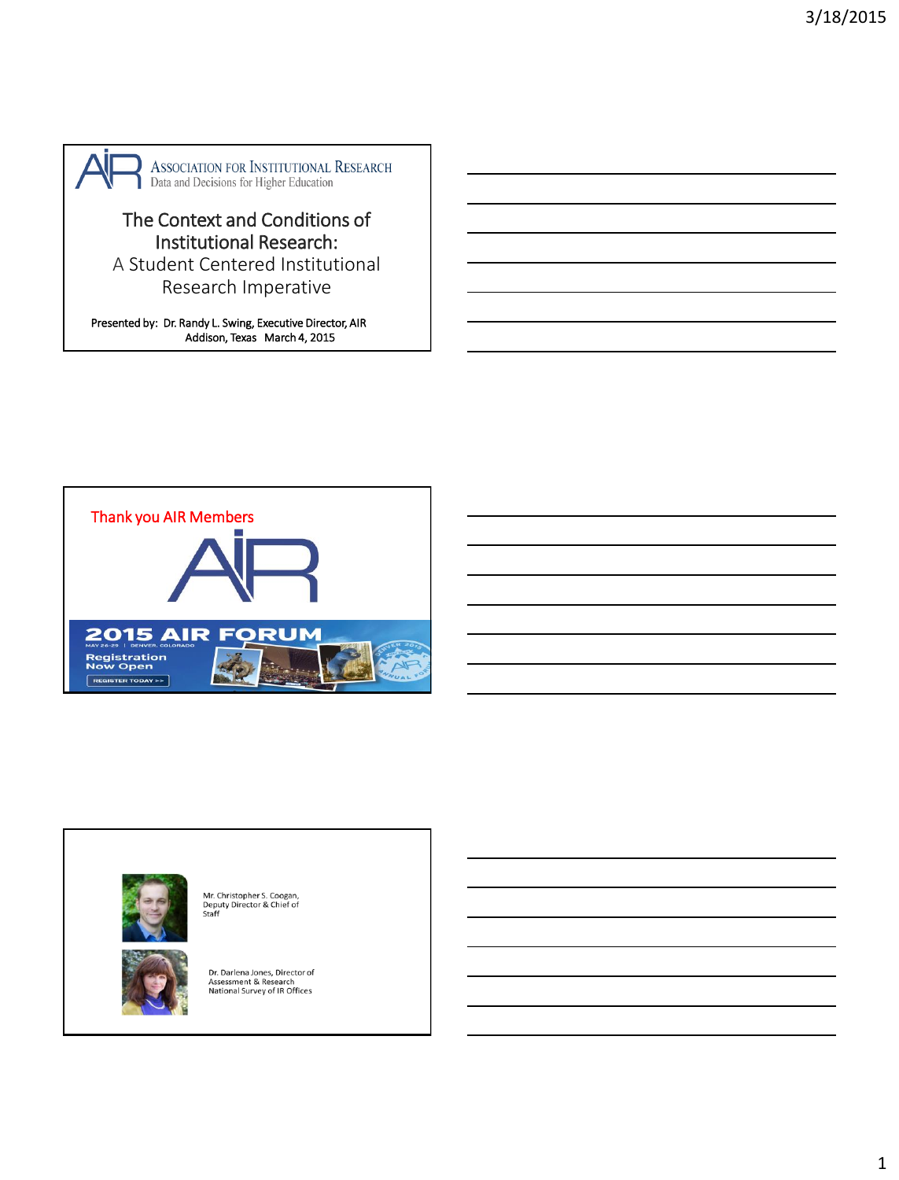ASSOCIATION FOR INSTITUTIONAL RESEARCH
Data and Decisions for Higher Education

# The Context and Conditions of Institutional Research:
## A Student Centered Institutional Research Imperative

Presented by: Dr. Randy L. Swing, Executive Director, AIR
Addison, Texas March 4, 2015

---

Thank you AIR Members

2015 AIR FORUM
MAY 26-29 | DENVER, COLORADO
Registration Now Open
REGISTER TODAY >>

---

Mr. Christopher S. Coogan, Deputy Director & Chief of Staff

Dr. Darlena Jones, Director of Assessment & Research National Survey of IR Offices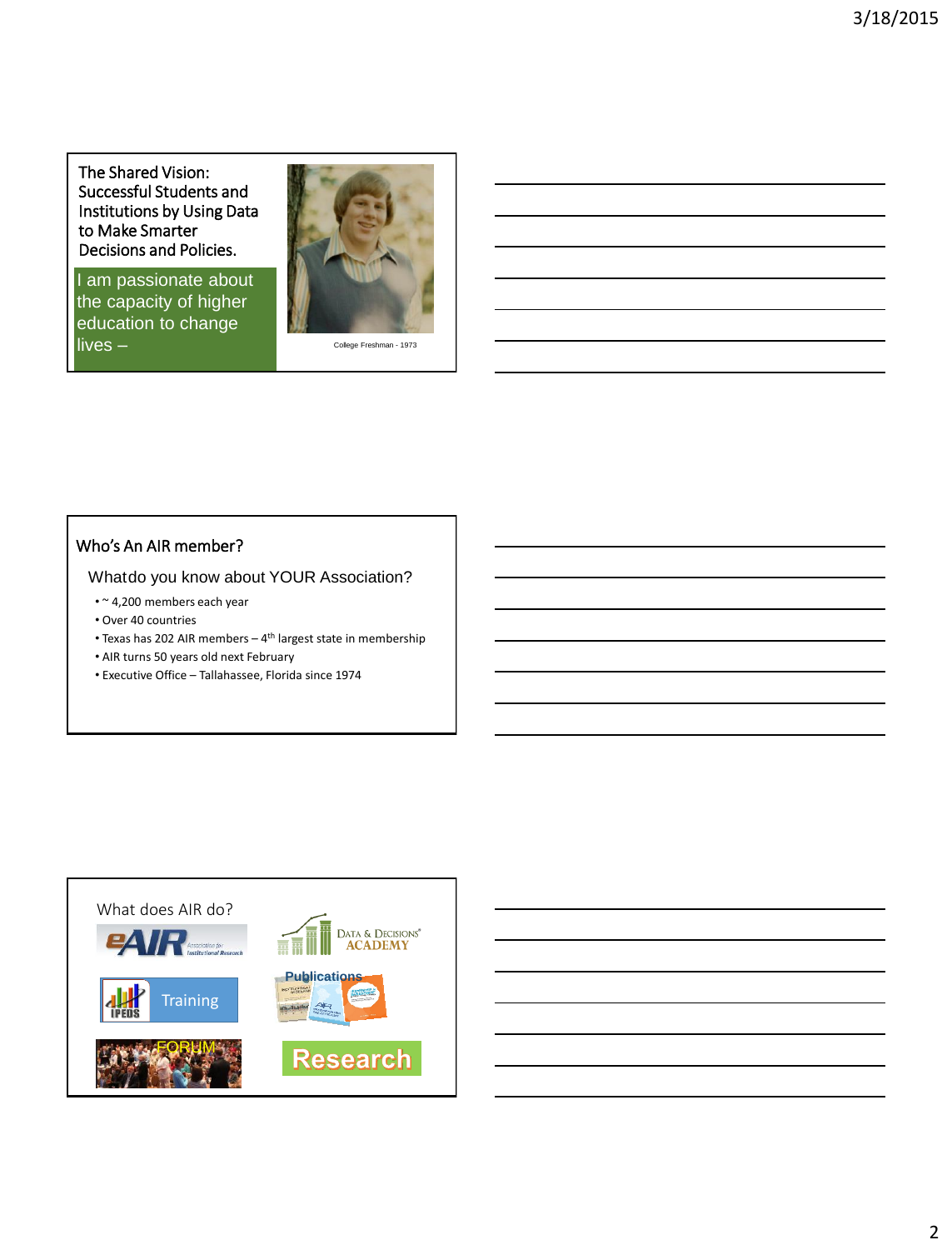## The Shared Vision: Successful Students and Institutions by Using Data to Make Smarter Decisions and Policies.

I am passionate about the capacity of higher education to change lives –

College Freshman - 1973

## Who's An AIR member?

### Whatdo you know about YOUR Association?

- ~ 4,200 members each year
- Over 40 countries
- Texas has 202 AIR members – 4th largest state in membership
- AIR turns 50 years old next February
- Executive Office – Tallahassee, Florida since 1974

## What does AIR do?

- eAIR
- Data & Decisions® Academy
- IPEDS Training
- Publications
- FORUM
- Research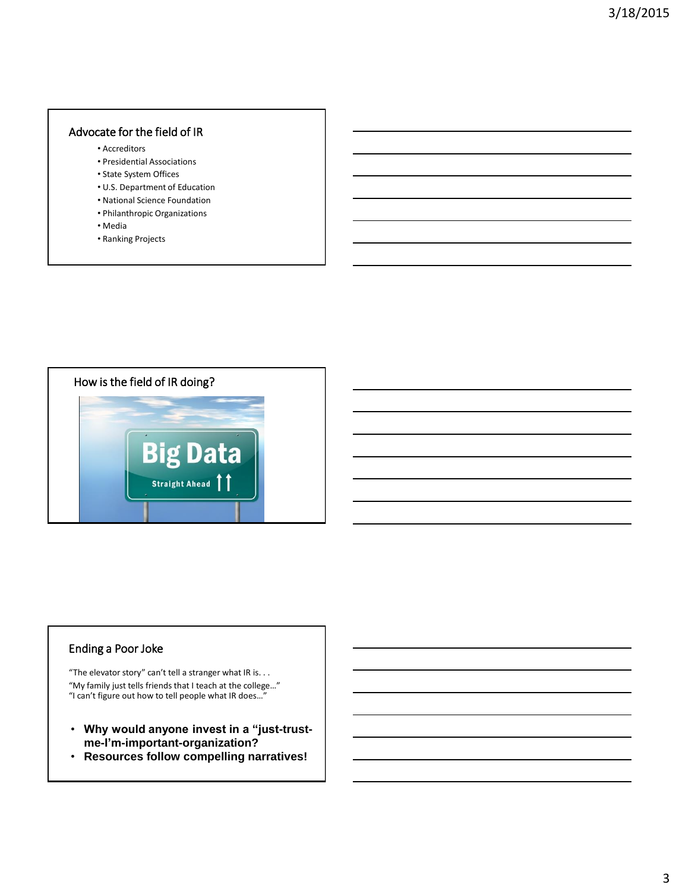## Advocate for the field of IR

- Accreditors
- Presidential Associations
- State System Offices
- U.S. Department of Education
- National Science Foundation
- Philanthropic Organizations
- Media
- Ranking Projects

## How is the field of IR doing?

## Ending a Poor Joke

"The elevator story" can't tell a stranger what IR is. . .
"My family just tells friends that I teach at the college…"
"I can't figure out how to tell people what IR does…"

- **Why would anyone invest in a "just-trust-me-I'm-important-organization?**
- **Resources follow compelling narratives!**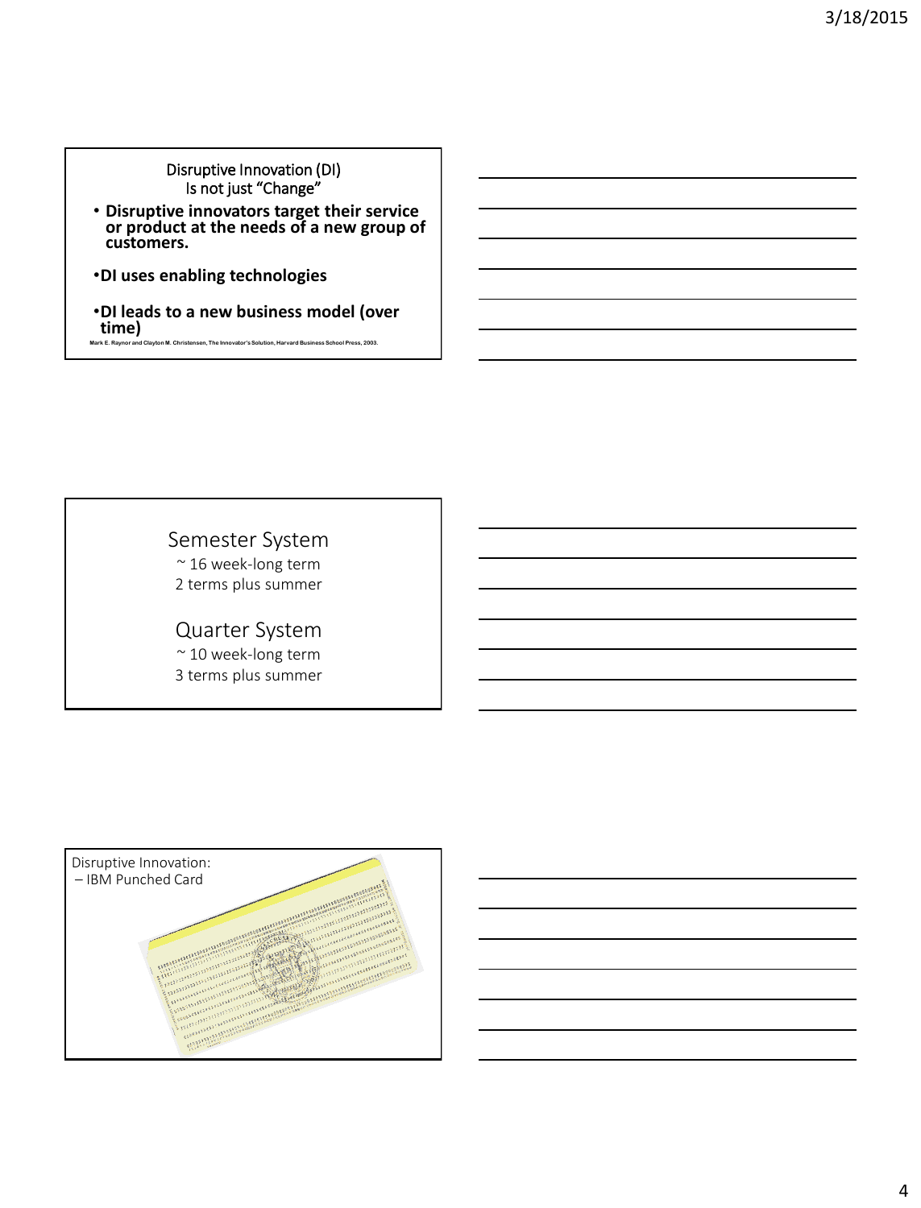## Disruptive Innovation (DI) Is not just "Change"

- **Disruptive innovators target their service or product at the needs of a new group of customers.**
- **DI uses enabling technologies**
- **DI leads to a new business model (over time)**

Mark E. Raynor and Clayton M. Christensen, The Innovator's Solution, Harvard Business School Press, 2003.

## Semester System

~ 16 week-long term

2 terms plus summer

## Quarter System

~ 10 week-long term

3 terms plus summer

## Disruptive Innovation:

– IBM Punched Card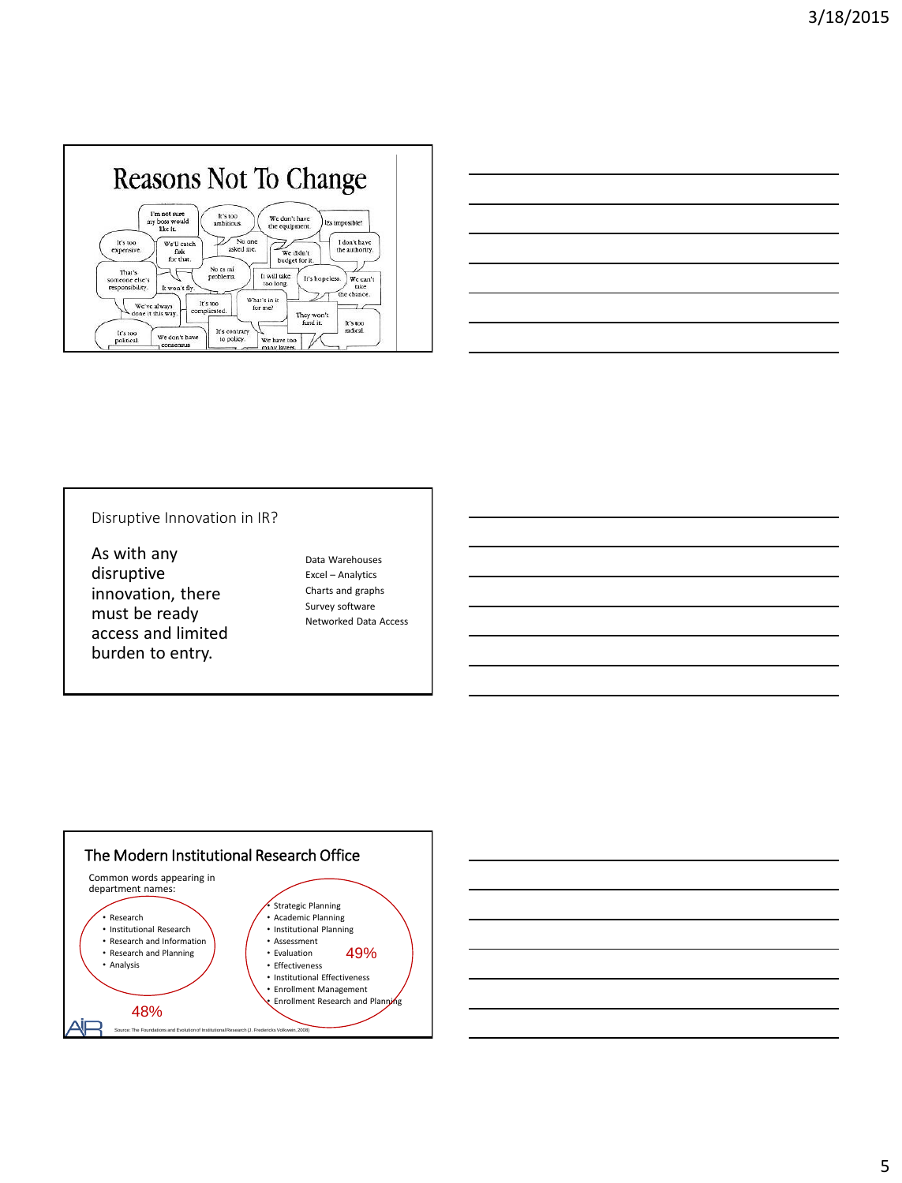# Reasons Not To Change

I'm not sure my boss would like it.

It's too ambitious.

We don't have the equipment.

It's impossible!

It's too expensive.

We'll catch flak for that.

No one asked me.

We didn't budget for it.

I don't have the authority.

That's someone else's responsibility.

It won't fly.

No cs mi problems.

It will take too long.

It's hopeless.

We can't take the chance.

We've always done it this way.

It's too complicated.

What's in it for me?

They won't fund it.

It's too radical.

It's too political.

We don't have consensus.

It's contrary to policy.

We have too many layers.

---

## Disruptive Innovation in IR?

As with any disruptive innovation, there must be ready access and limited burden to entry.

- Data Warehouses
- Excel – Analytics
- Charts and graphs
- Survey software
- Networked Data Access

---

## The Modern Institutional Research Office

Common words appearing in department names:

- Research
- Institutional Research
- Research and Information
- Research and Planning
- Analysis

48%

- Strategic Planning
- Academic Planning
- Institutional Planning
- Assessment
- Evaluation
- Effectiveness
- Institutional Effectiveness
- Enrollment Management
- Enrollment Research and Planning

49%

Source: The Foundations and Evolution of Institutional Research (J. Fredericks Volkwein, 2008)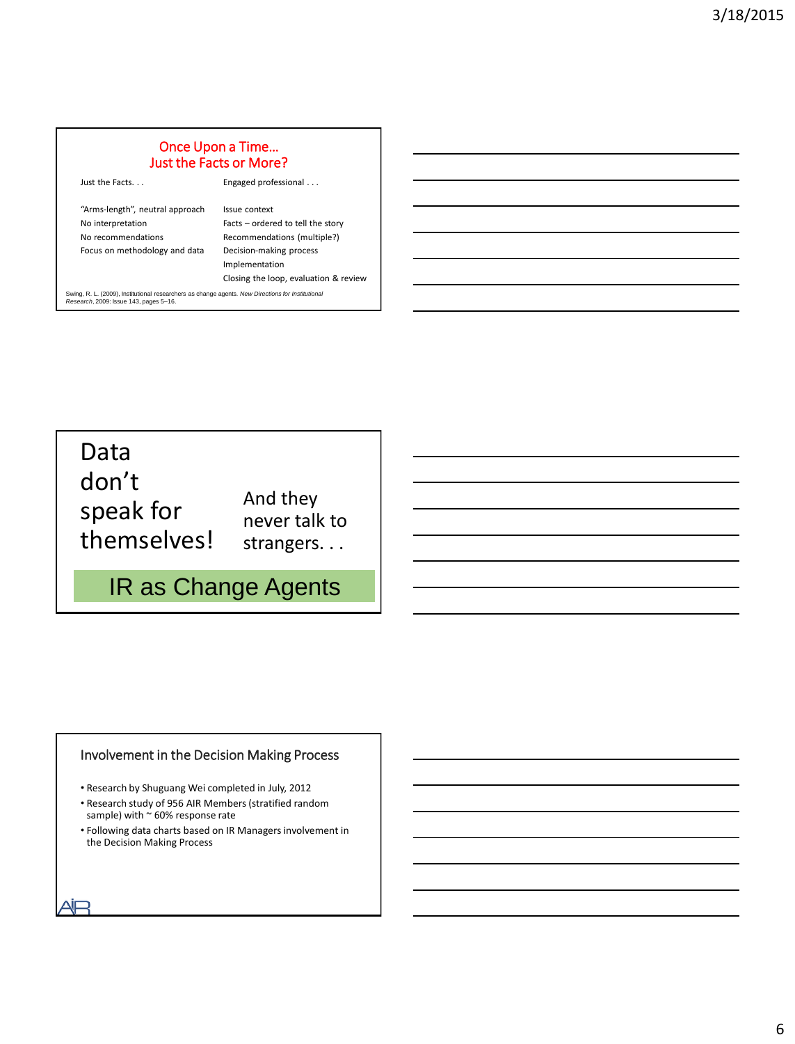## Once Upon a Time…
## Just the Facts or More?

| Just the Facts. . . | Engaged professional . . . |
| --- | --- |
| "Arms-length", neutral approach | Issue context |
| No interpretation | Facts – ordered to tell the story |
| No recommendations | Recommendations (multiple?) |
| Focus on methodology and data | Decision-making process |
| | Implementation |
| | Closing the loop, evaluation & review |

Swing, R. L. (2009), Institutional researchers as change agents. *New Directions for Institutional Research*, 2009: Issue 143, pages 5–16.

---

Data don't speak for themselves!

And they never talk to strangers. . .

**IR as Change Agents**

---

## Involvement in the Decision Making Process

- Research by Shuguang Wei completed in July, 2012
- Research study of 956 AIR Members (stratified random sample) with ~ 60% response rate
- Following data charts based on IR Managers involvement in the Decision Making Process

AIR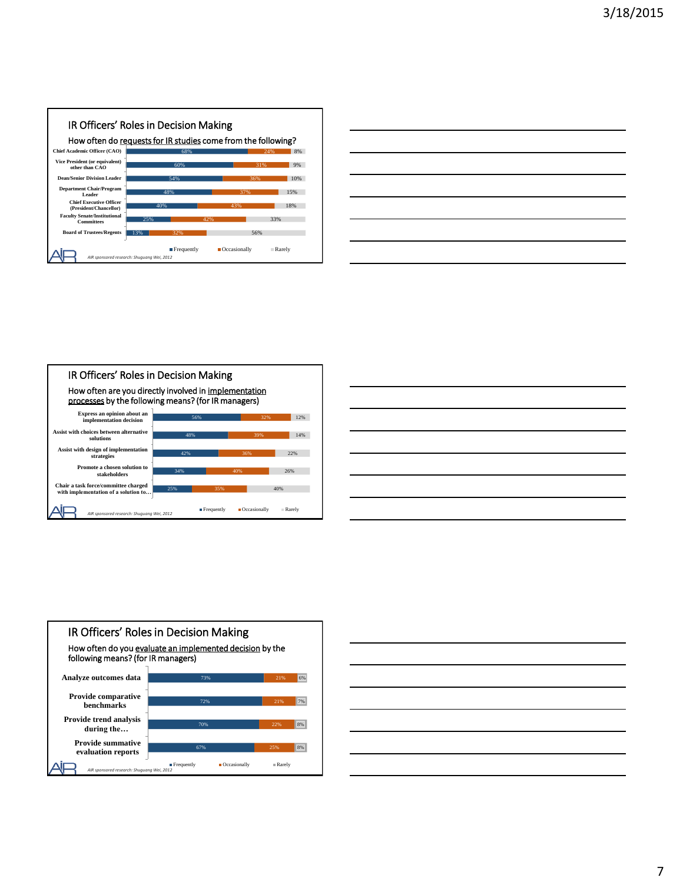## IR Officers' Roles in Decision Making

How often do requests for IR studies come from the following?

| | Frequently | Occasionally | Rarely |
|---|---|---|---|
| Chief Academic Officer (CAO) | 68% | 24% | 8% |
| Vice President (or equivalent) other than CAO | 60% | 31% | 9% |
| Dean/Senior Division Leader | 54% | 36% | 10% |
| Department Chair/Program Leader | 48% | 37% | 15% |
| Chief Executive Officer (President/Chancellor) | 40% | 43% | 18% |
| Faculty Senate/Institutional Committees | 25% | 42% | 33% |
| Board of Trustees/Regents | 13% | 32% | 56% |

*AIR sponsored research: Shuguang Wei, 2012*

## IR Officers' Roles in Decision Making

How often are you directly involved in implementation processes by the following means? (for IR managers)

| | Frequently | Occasionally | Rarely |
|---|---|---|---|
| Express an opinion about an implementation decision | 56% | 32% | 12% |
| Assist with choices between alternative solutions | 48% | 39% | 14% |
| Assist with design of implementation strategies | 42% | 36% | 22% |
| Promote a chosen solution to stakeholders | 34% | 40% | 26% |
| Chair a task force/committee charged with implementation of a solution to… | 25% | 35% | 40% |

*AIR sponsored research: Shuguang Wei, 2012*

## IR Officers' Roles in Decision Making

How often do you evaluate an implemented decision by the following means? (for IR managers)

| | Frequently | Occasionally | Rarely |
|---|---|---|---|
| Analyze outcomes data | 73% | 21% | 6% |
| Provide comparative benchmarks | 72% | 21% | 7% |
| Provide trend analysis during the… | 70% | 22% | 8% |
| Provide summative evaluation reports | 67% | 25% | 8% |

*AIR sponsored research: Shuguang Wei, 2012*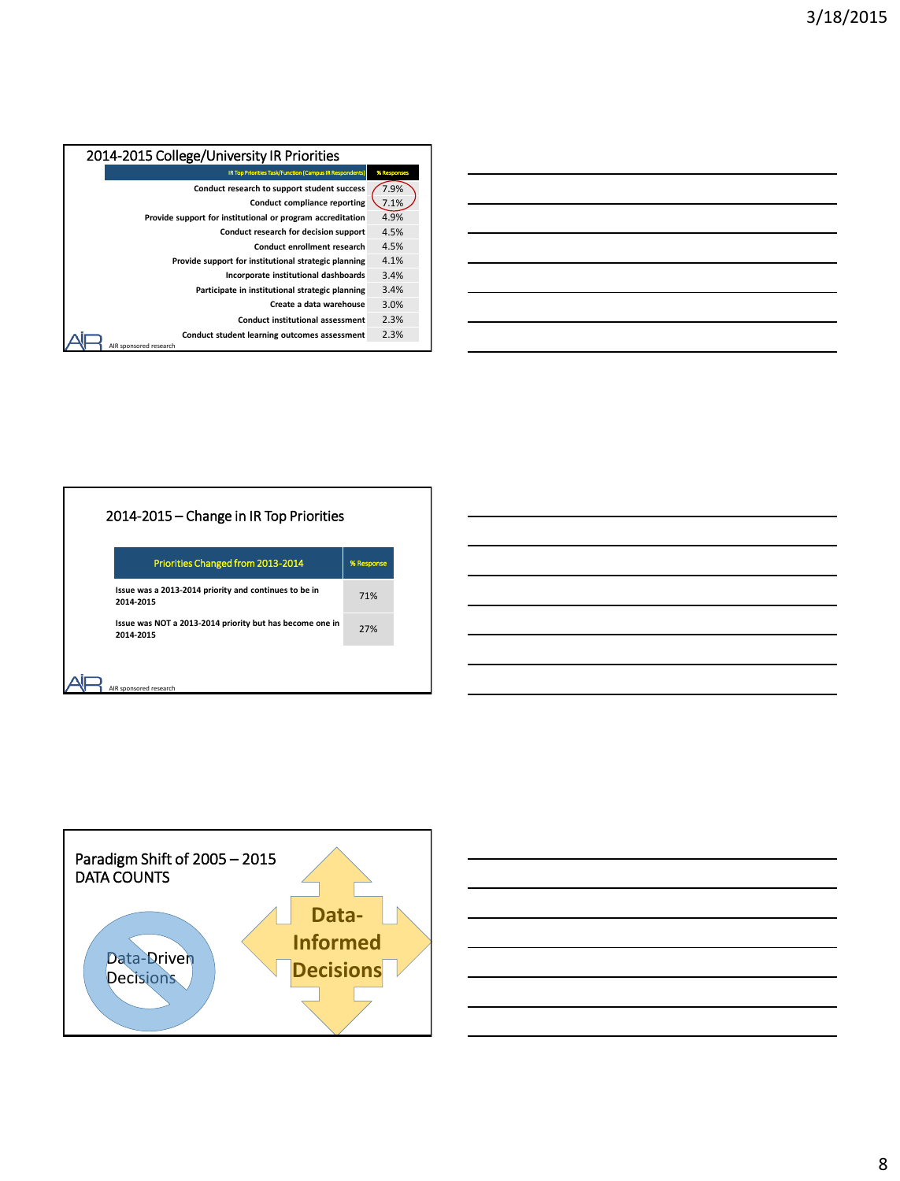## 2014-2015 College/University IR Priorities

| IR Top Priorities Task/Function (Campus IR Respondents) | % Responses |
|---|---|
| Conduct research to support student success | 7.9% |
| Conduct compliance reporting | 7.1% |
| Provide support for institutional or program accreditation | 4.9% |
| Conduct research for decision support | 4.5% |
| Conduct enrollment research | 4.5% |
| Provide support for institutional strategic planning | 4.1% |
| Incorporate institutional dashboards | 3.4% |
| Participate in institutional strategic planning | 3.4% |
| Create a data warehouse | 3.0% |
| Conduct institutional assessment | 2.3% |
| Conduct student learning outcomes assessment | 2.3% |

AIR sponsored research

## 2014-2015 – Change in IR Top Priorities

| Priorities Changed from 2013-2014 | % Response |
|---|---|
| Issue was a 2013-2014 priority and continues to be in 2014-2015 | 71% |
| Issue was NOT a 2013-2014 priority but has become one in 2014-2015 | 27% |

AIR sponsored research

## Paradigm Shift of 2005 – 2015
## DATA COUNTS

Data-Driven Decisions

Data-Informed Decisions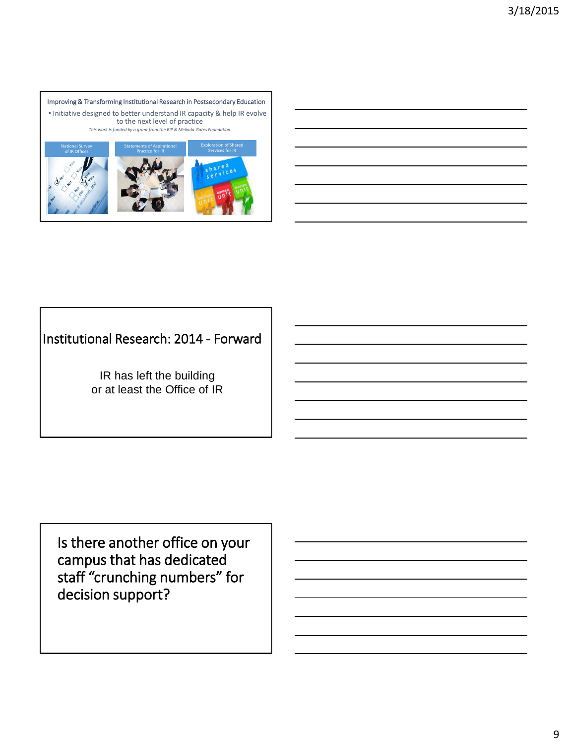## Improving & Transforming Institutional Research in Postsecondary Education

- Initiative designed to better understand IR capacity & help IR evolve to the next level of practice

*This work is funded by a grant from the Bill & Melinda Gates Foundation*

National Survey of IR Offices

Statements of Aspirational Practice for IR

Exploration of Shared Services for IR

## Institutional Research: 2014 - Forward

IR has left the building
or at least the Office of IR

## Is there another office on your campus that has dedicated staff "crunching numbers" for decision support?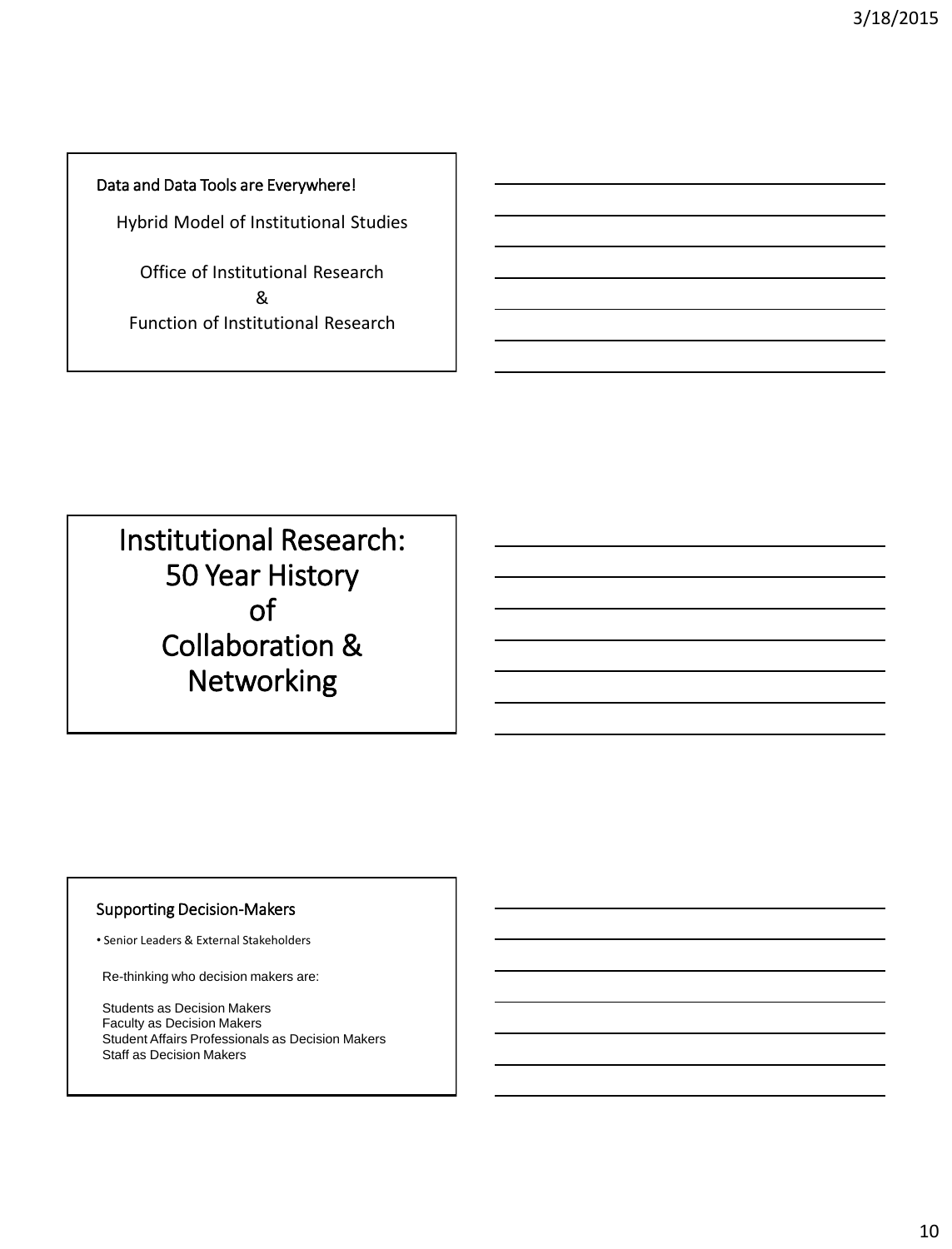## Data and Data Tools are Everywhere!

Hybrid Model of Institutional Studies

Office of Institutional Research
&
Function of Institutional Research

# Institutional Research: 50 Year History of Collaboration & Networking

## Supporting Decision-Makers

- Senior Leaders & External Stakeholders

Re-thinking who decision makers are:

Students as Decision Makers
Faculty as Decision Makers
Student Affairs Professionals as Decision Makers
Staff as Decision Makers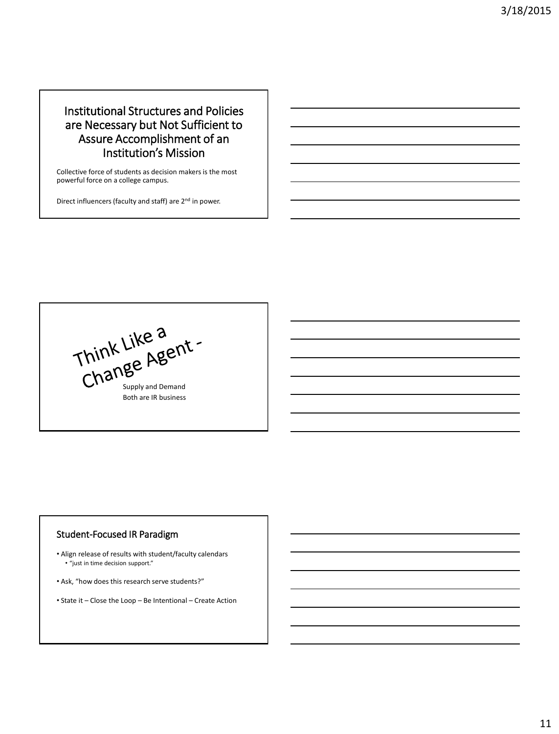## Institutional Structures and Policies are Necessary but Not Sufficient to Assure Accomplishment of an Institution's Mission

Collective force of students as decision makers is the most powerful force on a college campus.

Direct influencers (faculty and staff) are 2nd in power.

## Think Like a Change Agent -

Supply and Demand
Both are IR business

## Student-Focused IR Paradigm

- Align release of results with student/faculty calendars
  - "just in time decision support."
- Ask, "how does this research serve students?"
- State it – Close the Loop – Be Intentional – Create Action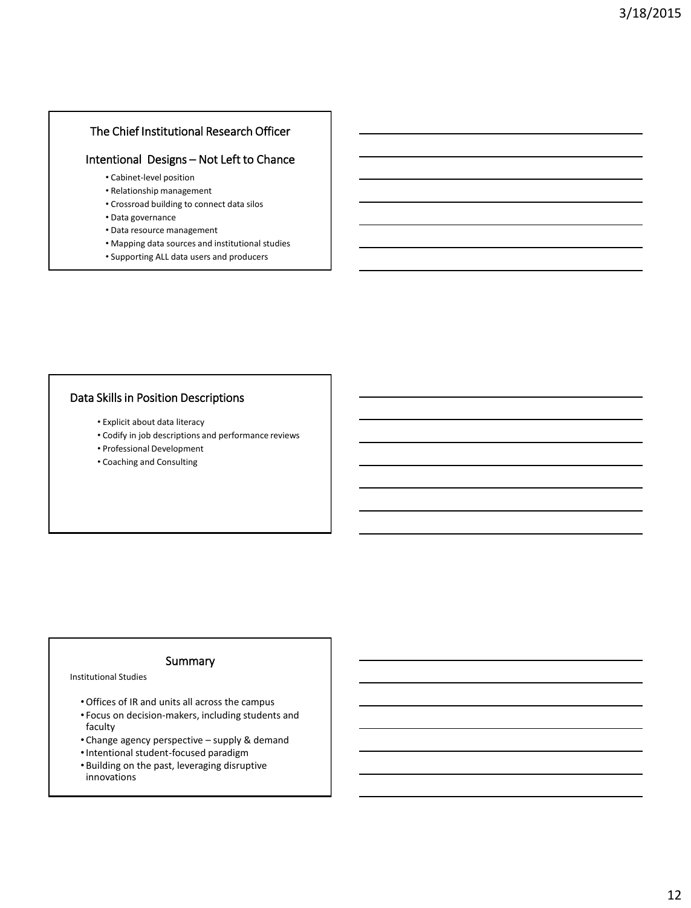## The Chief Institutional Research Officer

### Intentional Designs – Not Left to Chance

- Cabinet-level position
- Relationship management
- Crossroad building to connect data silos
- Data governance
- Data resource management
- Mapping data sources and institutional studies
- Supporting ALL data users and producers

## Data Skills in Position Descriptions

- Explicit about data literacy
- Codify in job descriptions and performance reviews
- Professional Development
- Coaching and Consulting

## Summary

Institutional Studies

- Offices of IR and units all across the campus
- Focus on decision-makers, including students and faculty
- Change agency perspective – supply & demand
- Intentional student-focused paradigm
- Building on the past, leveraging disruptive innovations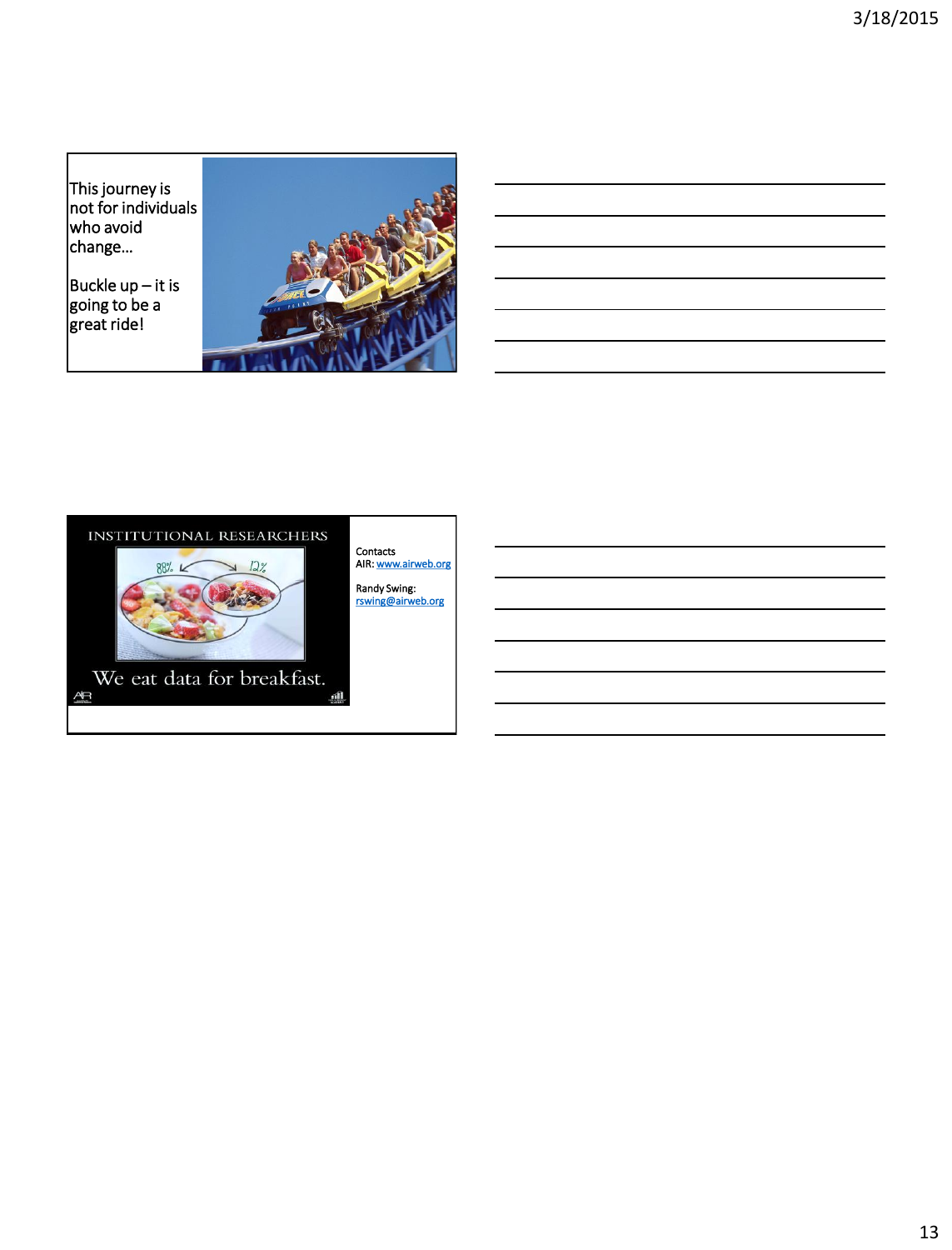This journey is not for individuals who avoid change…

Buckle up – it is going to be a great ride!

INSTITUTIONAL RESEARCHERS

88%

12%

We eat data for breakfast.

Contacts
AIR: www.airweb.org

Randy Swing:
rswing@airweb.org